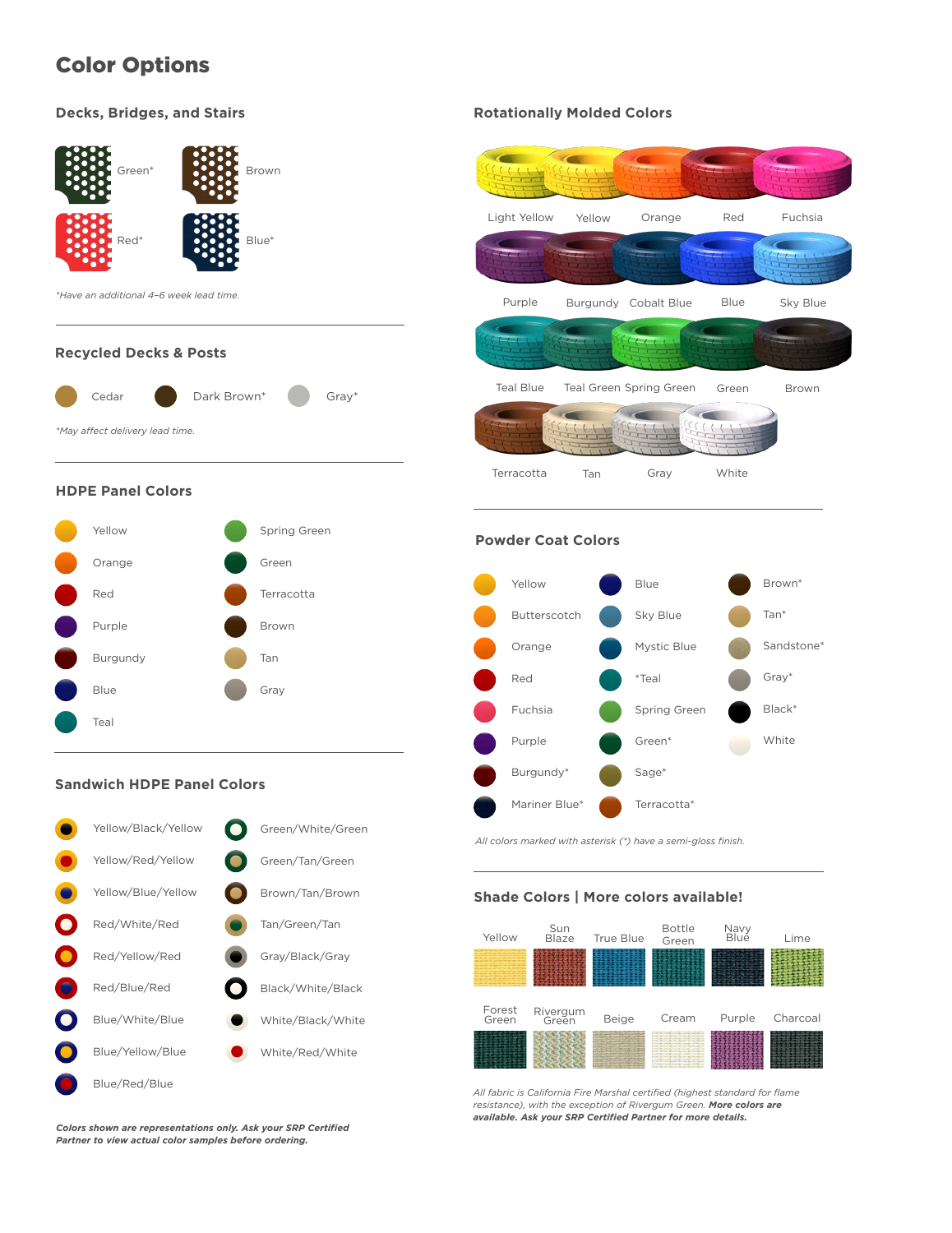# Color Options

## Decks, Bridges, and Stairs

- Green*
- Brown
- Red*
- Blue*

*Have an additional 4–6 week lead time.*

## Recycled Decks & Posts

- Cedar
- Dark Brown*
- Gray*

*May affect delivery lead time.*

## HDPE Panel Colors

- Yellow
- Orange
- Red
- Purple
- Burgundy
- Blue
- Teal
- Spring Green
- Green
- Terracotta
- Brown
- Tan
- Gray

## Sandwich HDPE Panel Colors

- Yellow/Black/Yellow
- Yellow/Red/Yellow
- Yellow/Blue/Yellow
- Red/White/Red
- Red/Yellow/Red
- Red/Blue/Red
- Blue/White/Blue
- Blue/Yellow/Blue
- Blue/Red/Blue
- Green/White/Green
- Green/Tan/Green
- Brown/Tan/Brown
- Tan/Green/Tan
- Gray/Black/Gray
- Black/White/Black
- White/Black/White
- White/Red/White

***Colors shown are representations only. Ask your SRP Certified Partner to view actual color samples before ordering.***

## Rotationally Molded Colors

- Light Yellow
- Yellow
- Orange
- Red
- Fuchsia
- Purple
- Burgundy
- Cobalt Blue
- Blue
- Sky Blue
- Teal Blue
- Teal Green
- Spring Green
- Green
- Brown
- Terracotta
- Tan
- Gray
- White

## Powder Coat Colors

- Yellow
- Butterscotch
- Orange
- Red
- Fuchsia
- Purple
- Burgundy*
- Mariner Blue*
- Blue
- Sky Blue
- Mystic Blue
- *Teal
- Spring Green
- Green*
- Sage*
- Terracotta*
- Brown*
- Tan*
- Sandstone*
- Gray*
- Black*
- White

*All colors marked with asterisk (*) have a semi-gloss finish.*

## Shade Colors | More colors available!

- Yellow
- Sun Blaze
- True Blue
- Bottle Green
- Navy Blue
- Lime
- Forest Green
- Rivergum Green
- Beige
- Cream
- Purple
- Charcoal

*All fabric is California Fire Marshal certified (highest standard for flame resistance), with the exception of Rivergum Green.* ***More colors are available. Ask your SRP Certified Partner for more details.***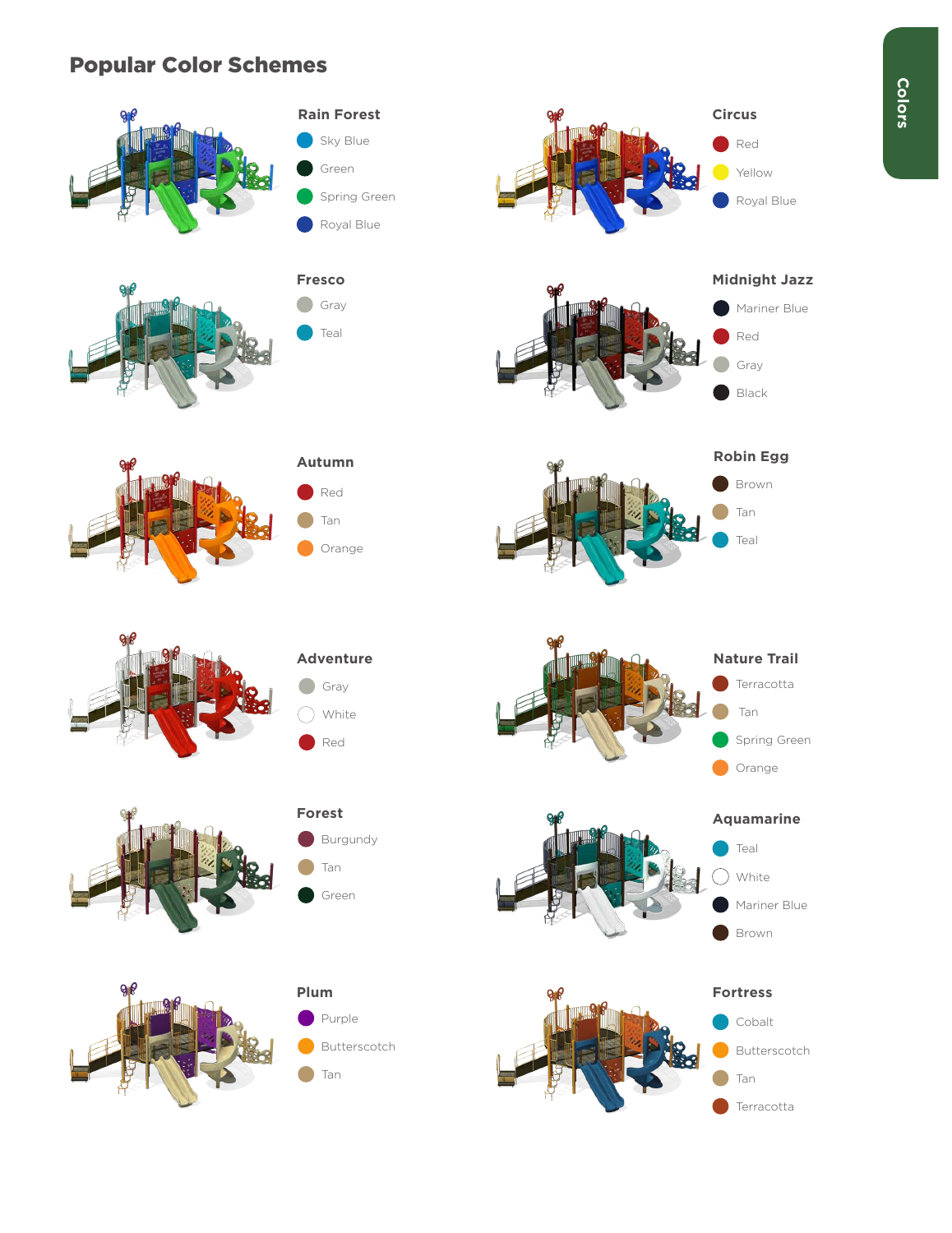# Popular Color Schemes

### Rain Forest
- Sky Blue
- Green
- Spring Green
- Royal Blue

### Circus
- Red
- Yellow
- Royal Blue

### Fresco
- Gray
- Teal

### Midnight Jazz
- Mariner Blue
- Red
- Gray
- Black

### Autumn
- Red
- Tan
- Orange

### Robin Egg
- Brown
- Tan
- Teal

### Adventure
- Gray
- White
- Red

### Nature Trail
- Terracotta
- Tan
- Spring Green
- Orange

### Forest
- Burgundy
- Tan
- Green

### Aquamarine
- Teal
- White
- Mariner Blue
- Brown

### Plum
- Purple
- Butterscotch
- Tan

### Fortress
- Cobalt
- Butterscotch
- Tan
- Terracotta